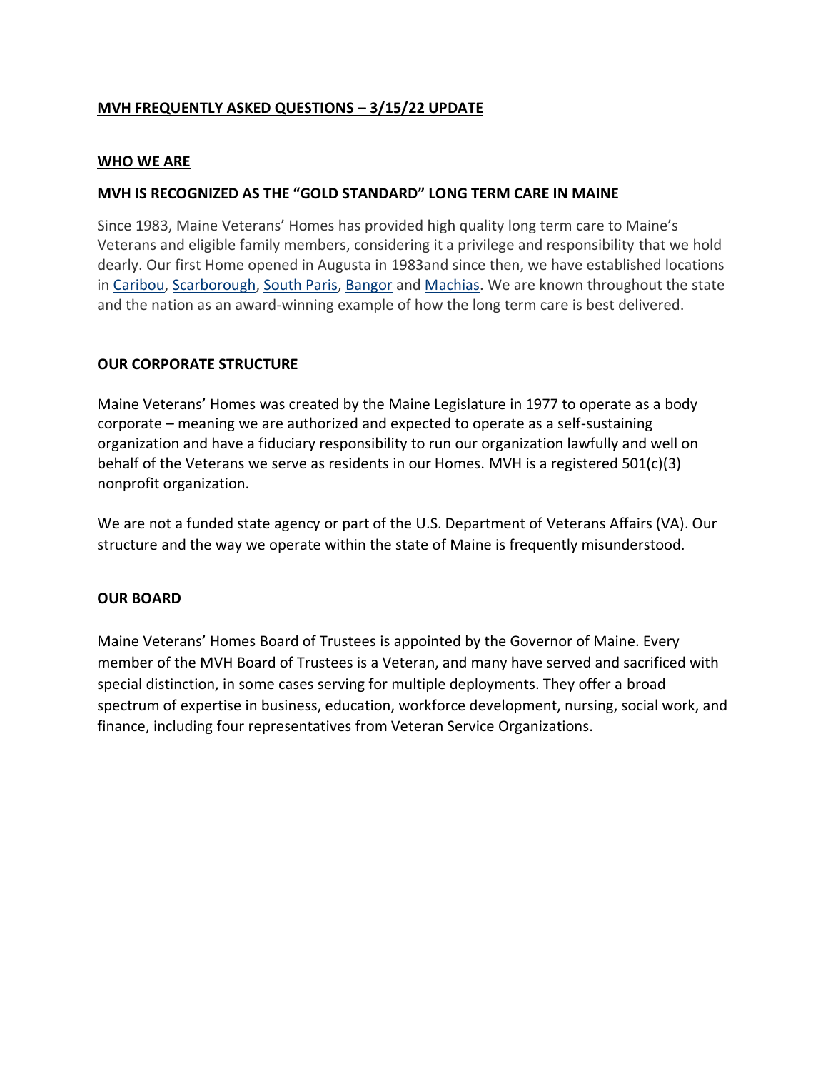# MVH FREQUENTLY ASKED QUESTIONS – 3/15/22 UPDATE

## WHO WE ARE

### MVH IS RECOGNIZED AS THE "GOLD STANDARD" LONG TERM CARE IN MAINE

Since 1983, Maine Veterans' Homes has provided high quality long term care to Maine's Veterans and eligible family members, considering it a privilege and responsibility that we hold dearly. Our first Home opened in Augusta in 1983and since then, we have established locations in Caribou, Scarborough, South Paris, Bangor and Machias. We are known throughout the state and the nation as an award-winning example of how the long term care is best delivered.

### OUR CORPORATE STRUCTURE

Maine Veterans' Homes was created by the Maine Legislature in 1977 to operate as a body corporate – meaning we are authorized and expected to operate as a self-sustaining organization and have a fiduciary responsibility to run our organization lawfully and well on behalf of the Veterans we serve as residents in our Homes. MVH is a registered 501(c)(3) nonprofit organization.

We are not a funded state agency or part of the U.S. Department of Veterans Affairs (VA). Our structure and the way we operate within the state of Maine is frequently misunderstood.

### OUR BOARD

Maine Veterans' Homes Board of Trustees is appointed by the Governor of Maine. Every member of the MVH Board of Trustees is a Veteran, and many have served and sacrificed with special distinction, in some cases serving for multiple deployments. They offer a broad spectrum of expertise in business, education, workforce development, nursing, social work, and finance, including four representatives from Veteran Service Organizations.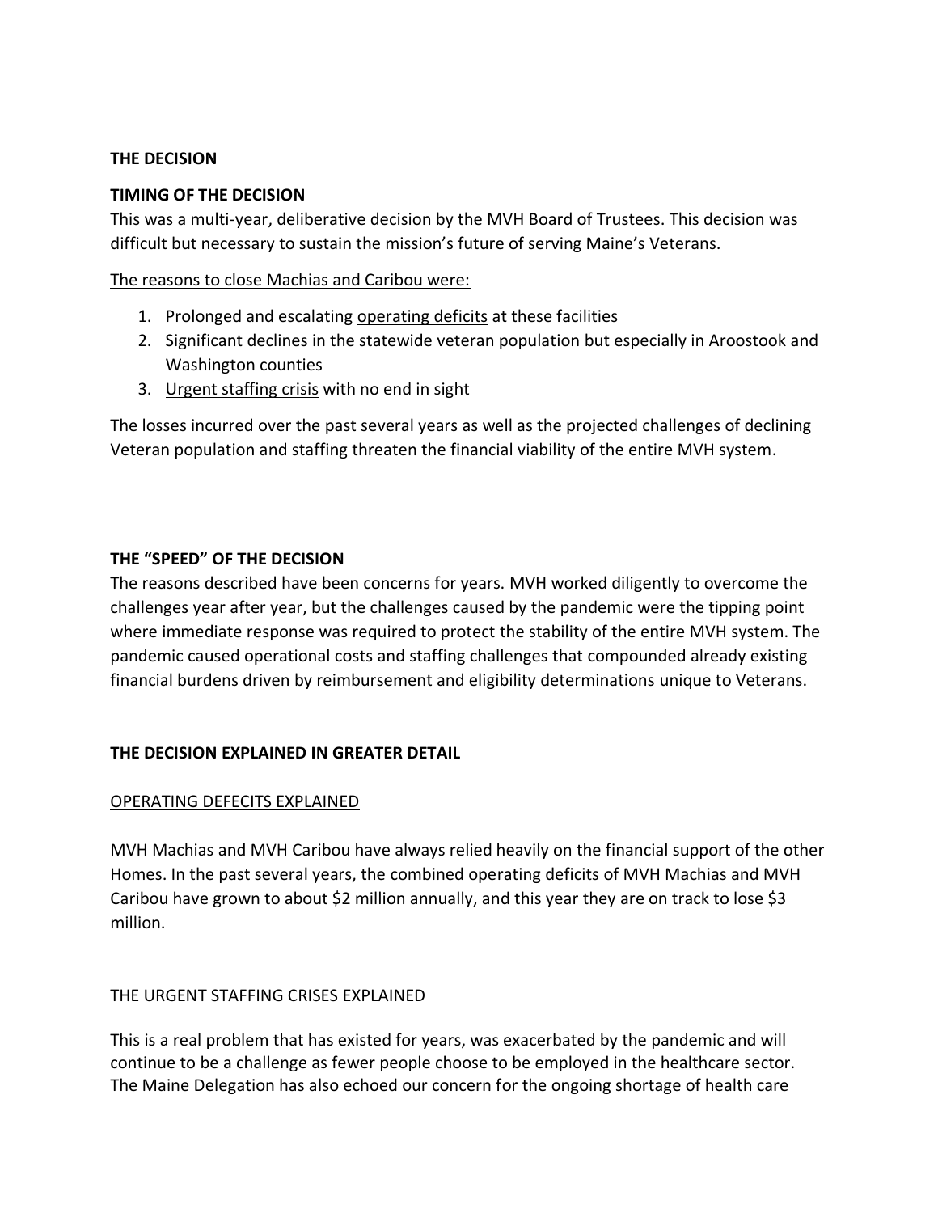**<u>THE DECISION</u>**

**TIMING OF THE DECISION**

This was a multi-year, deliberative decision by the MVH Board of Trustees. This decision was difficult but necessary to sustain the mission's future of serving Maine's Veterans.

<u>The reasons to close Machias and Caribou were:</u>

1. Prolonged and escalating <u>operating deficits</u> at these facilities
2. Significant <u>declines in the statewide veteran population</u> but especially in Aroostook and Washington counties
3. <u>Urgent staffing crisis</u> with no end in sight

The losses incurred over the past several years as well as the projected challenges of declining Veteran population and staffing threaten the financial viability of the entire MVH system.

**THE "SPEED" OF THE DECISION**

The reasons described have been concerns for years. MVH worked diligently to overcome the challenges year after year, but the challenges caused by the pandemic were the tipping point where immediate response was required to protect the stability of the entire MVH system. The pandemic caused operational costs and staffing challenges that compounded already existing financial burdens driven by reimbursement and eligibility determinations unique to Veterans.

**THE DECISION EXPLAINED IN GREATER DETAIL**

<u>OPERATING DEFECITS EXPLAINED</u>

MVH Machias and MVH Caribou have always relied heavily on the financial support of the other Homes. In the past several years, the combined operating deficits of MVH Machias and MVH Caribou have grown to about $2 million annually, and this year they are on track to lose $3 million.

<u>THE URGENT STAFFING CRISES EXPLAINED</u>

This is a real problem that has existed for years, was exacerbated by the pandemic and will continue to be a challenge as fewer people choose to be employed in the healthcare sector. The Maine Delegation has also echoed our concern for the ongoing shortage of health care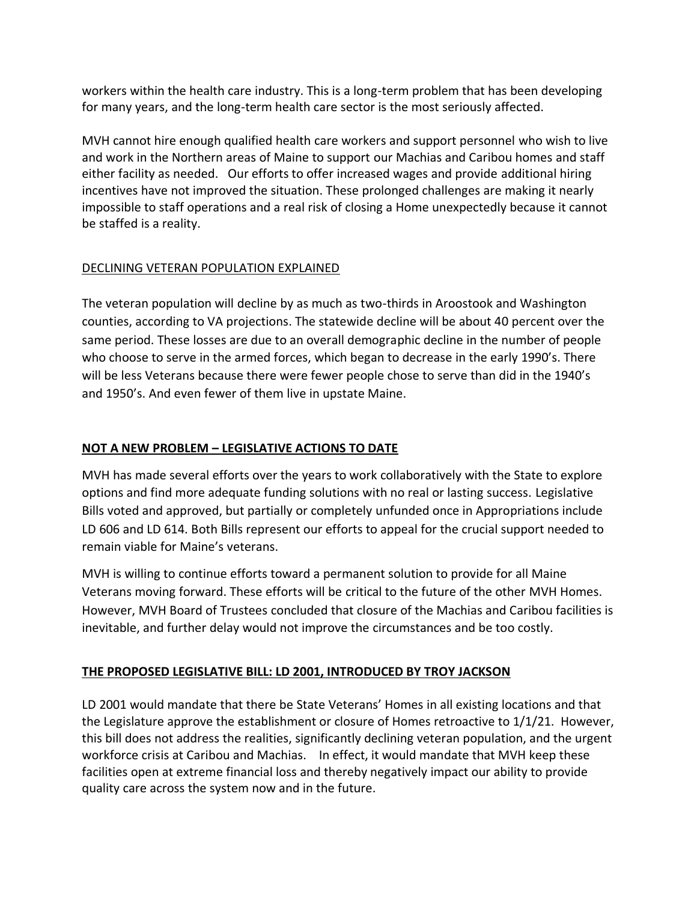workers within the health care industry. This is a long-term problem that has been developing for many years, and the long-term health care sector is the most seriously affected.

MVH cannot hire enough qualified health care workers and support personnel who wish to live and work in the Northern areas of Maine to support our Machias and Caribou homes and staff either facility as needed. Our efforts to offer increased wages and provide additional hiring incentives have not improved the situation. These prolonged challenges are making it nearly impossible to staff operations and a real risk of closing a Home unexpectedly because it cannot be staffed is a reality.

<u>DECLINING VETERAN POPULATION EXPLAINED</u>

The veteran population will decline by as much as two-thirds in Aroostook and Washington counties, according to VA projections. The statewide decline will be about 40 percent over the same period. These losses are due to an overall demographic decline in the number of people who choose to serve in the armed forces, which began to decrease in the early 1990's. There will be less Veterans because there were fewer people chose to serve than did in the 1940's and 1950's. And even fewer of them live in upstate Maine.

## NOT A NEW PROBLEM – LEGISLATIVE ACTIONS TO DATE

MVH has made several efforts over the years to work collaboratively with the State to explore options and find more adequate funding solutions with no real or lasting success. Legislative Bills voted and approved, but partially or completely unfunded once in Appropriations include LD 606 and LD 614. Both Bills represent our efforts to appeal for the crucial support needed to remain viable for Maine's veterans.

MVH is willing to continue efforts toward a permanent solution to provide for all Maine Veterans moving forward. These efforts will be critical to the future of the other MVH Homes. However, MVH Board of Trustees concluded that closure of the Machias and Caribou facilities is inevitable, and further delay would not improve the circumstances and be too costly.

## THE PROPOSED LEGISLATIVE BILL: LD 2001, INTRODUCED BY TROY JACKSON

LD 2001 would mandate that there be State Veterans' Homes in all existing locations and that the Legislature approve the establishment or closure of Homes retroactive to 1/1/21. However, this bill does not address the realities, significantly declining veteran population, and the urgent workforce crisis at Caribou and Machias. In effect, it would mandate that MVH keep these facilities open at extreme financial loss and thereby negatively impact our ability to provide quality care across the system now and in the future.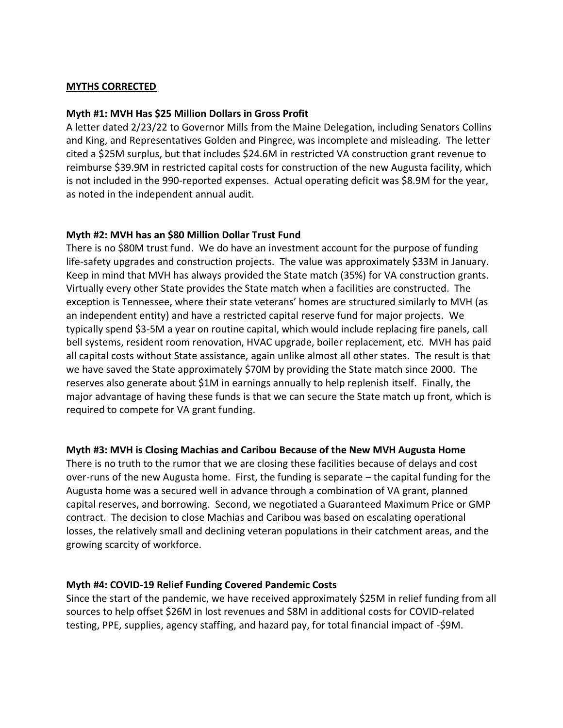**MYTHS CORRECTED**

**Myth #1: MVH Has $25 Million Dollars in Gross Profit**

A letter dated 2/23/22 to Governor Mills from the Maine Delegation, including Senators Collins and King, and Representatives Golden and Pingree, was incomplete and misleading. The letter cited a $25M surplus, but that includes $24.6M in restricted VA construction grant revenue to reimburse $39.9M in restricted capital costs for construction of the new Augusta facility, which is not included in the 990-reported expenses. Actual operating deficit was $8.9M for the year, as noted in the independent annual audit.

**Myth #2: MVH has an $80 Million Dollar Trust Fund**

There is no $80M trust fund. We do have an investment account for the purpose of funding life-safety upgrades and construction projects. The value was approximately $33M in January. Keep in mind that MVH has always provided the State match (35%) for VA construction grants. Virtually every other State provides the State match when a facilities are constructed. The exception is Tennessee, where their state veterans' homes are structured similarly to MVH (as an independent entity) and have a restricted capital reserve fund for major projects. We typically spend $3-5M a year on routine capital, which would include replacing fire panels, call bell systems, resident room renovation, HVAC upgrade, boiler replacement, etc. MVH has paid all capital costs without State assistance, again unlike almost all other states. The result is that we have saved the State approximately $70M by providing the State match since 2000. The reserves also generate about $1M in earnings annually to help replenish itself. Finally, the major advantage of having these funds is that we can secure the State match up front, which is required to compete for VA grant funding.

**Myth #3: MVH is Closing Machias and Caribou Because of the New MVH Augusta Home**

There is no truth to the rumor that we are closing these facilities because of delays and cost over-runs of the new Augusta home. First, the funding is separate – the capital funding for the Augusta home was a secured well in advance through a combination of VA grant, planned capital reserves, and borrowing. Second, we negotiated a Guaranteed Maximum Price or GMP contract. The decision to close Machias and Caribou was based on escalating operational losses, the relatively small and declining veteran populations in their catchment areas, and the growing scarcity of workforce.

**Myth #4: COVID-19 Relief Funding Covered Pandemic Costs**

Since the start of the pandemic, we have received approximately $25M in relief funding from all sources to help offset $26M in lost revenues and $8M in additional costs for COVID-related testing, PPE, supplies, agency staffing, and hazard pay, for total financial impact of -$9M.